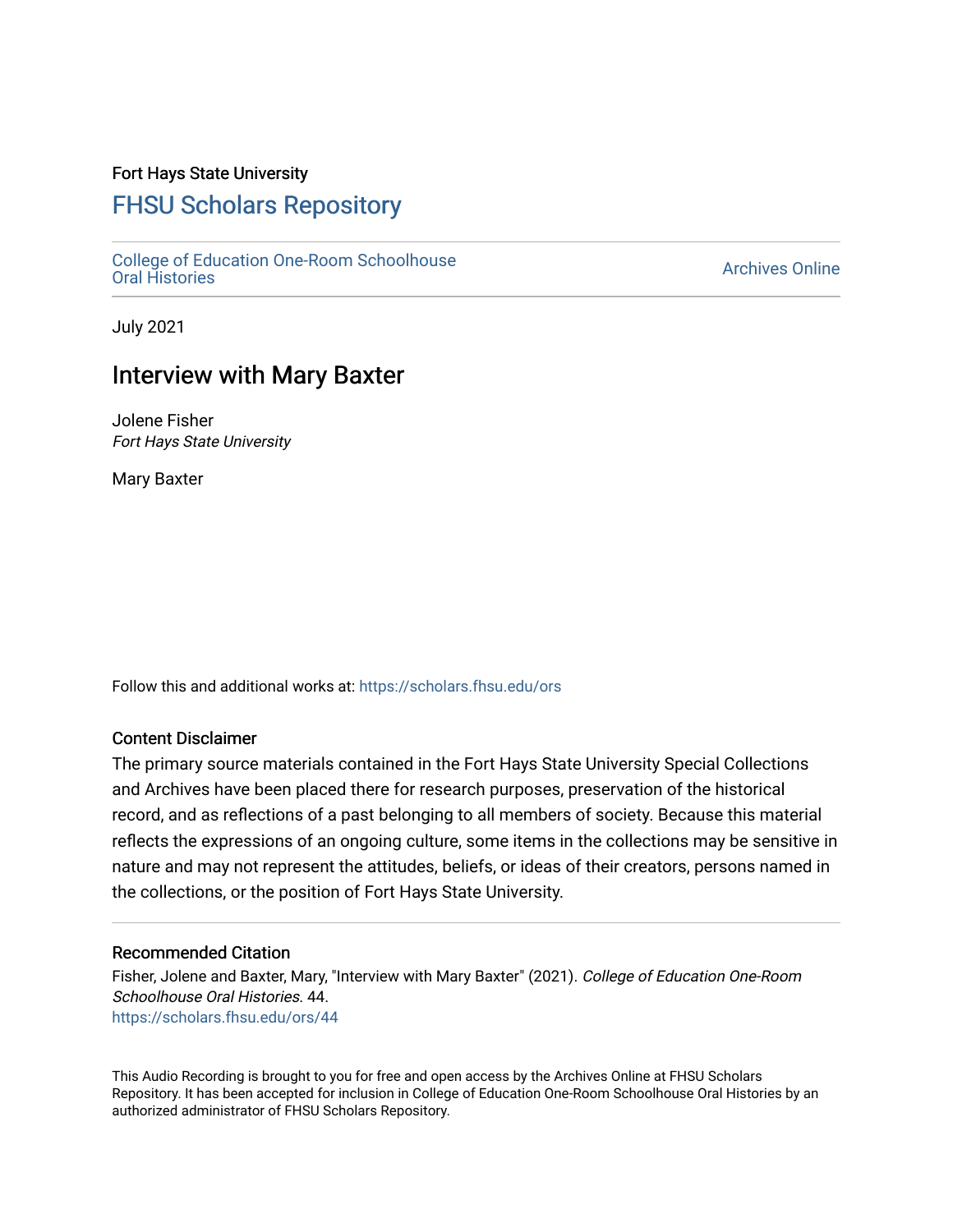Fort Hays State University

# FHSU Scholars Repository

College of Education One-Room Schoolhouse Oral Histories

Archives Online

July 2021

## Interview with Mary Baxter

Jolene Fisher
*Fort Hays State University*

Mary Baxter

Follow this and additional works at: https://scholars.fhsu.edu/ors

### Content Disclaimer

The primary source materials contained in the Fort Hays State University Special Collections and Archives have been placed there for research purposes, preservation of the historical record, and as reflections of a past belonging to all members of society. Because this material reflects the expressions of an ongoing culture, some items in the collections may be sensitive in nature and may not represent the attitudes, beliefs, or ideas of their creators, persons named in the collections, or the position of Fort Hays State University.

### Recommended Citation

Fisher, Jolene and Baxter, Mary, "Interview with Mary Baxter" (2021). *College of Education One-Room Schoolhouse Oral Histories*. 44.
https://scholars.fhsu.edu/ors/44

This Audio Recording is brought to you for free and open access by the Archives Online at FHSU Scholars Repository. It has been accepted for inclusion in College of Education One-Room Schoolhouse Oral Histories by an authorized administrator of FHSU Scholars Repository.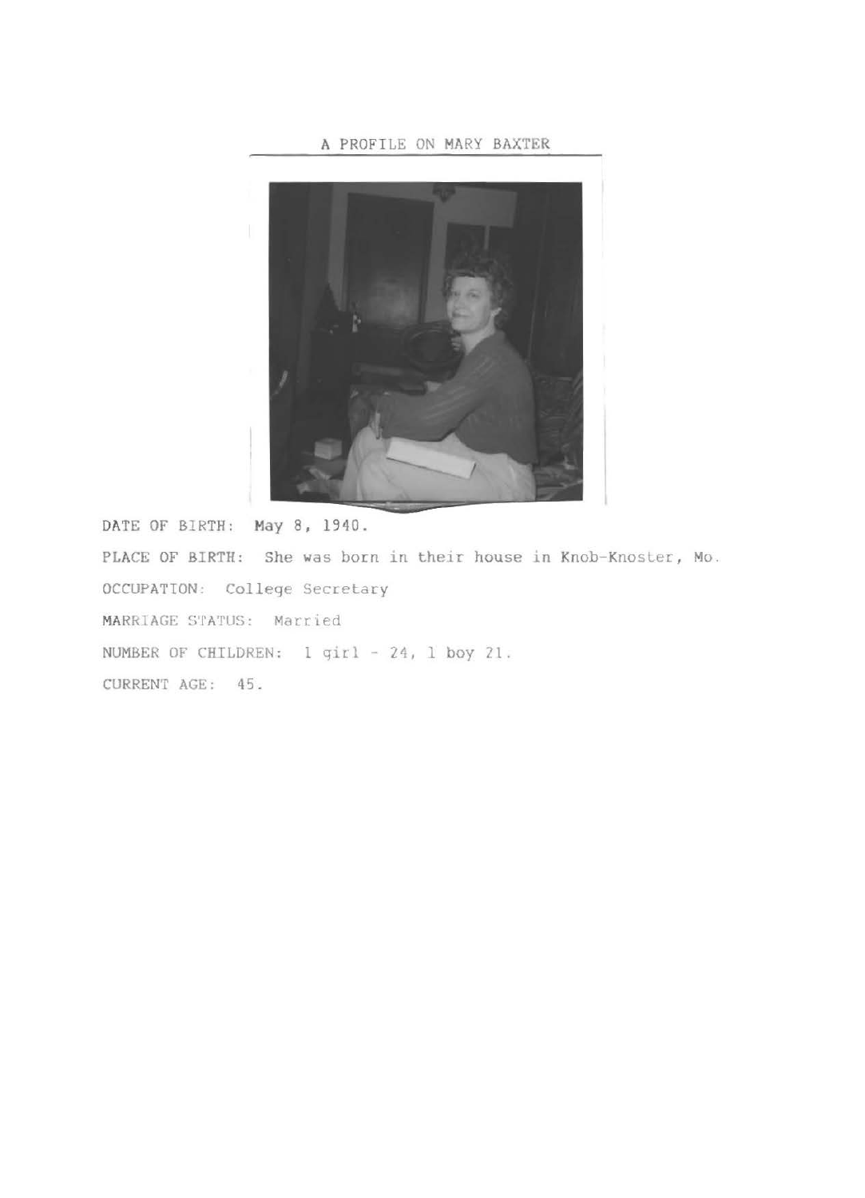A PROFILE ON MARY BAXTER

DATE OF BIRTH: May 8, 1940.

PLACE OF BIRTH: She was born in their house in Knob-Knoster, Mo.

OCCUPATION: College Secretary

MARRIAGE STATUS: Married

NUMBER OF CHILDREN: 1 girl - 24, 1 boy 21.

CURRENT AGE: 45.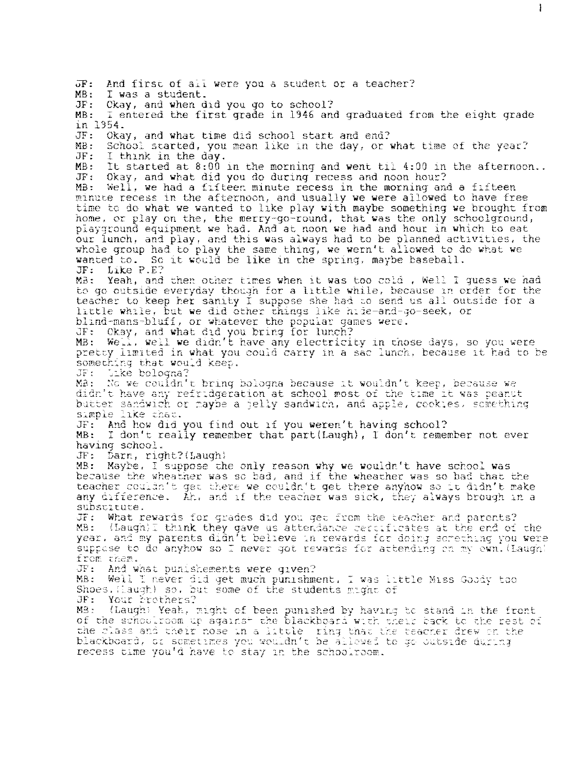JF: And first of all were you a student or a teacher?
MB: I was a student.
JF: Okay, and when did you go to school?
MB: I entered the first grade in 1946 and graduated from the eight grade in 1954.
JF: Okay, and what time did school start and end?
MB: School started, you mean like in the day, or what time of the year?
JF: I think in the day.
MB: It started at 8:00 in the morning and went til 4:00 in the afternoon..
JF: Okay, and what did you do during recess and noon hour?
MB: Well, we had a fifteen minute recess in the morning and a fifteen minute recess in the afternoon, and usually we were allowed to have free time to do what we wanted to like play with maybe something we brought from home, or play on the, the merry-go-round, that was the only schoolground, playground equipment we had. And at noon we had and hour in which to eat our lunch, and play, and this was always had to be planned activities, the whole group had to play the same thing, we wern't allowed to do what we wanted to. So it would be like in the spring, maybe baseball.
JF: Like P.E?
MB: Yeah, and then other times when it was too cold , Well I guess we had to go outside everyday though for a little while, because in order for the teacher to keep her sanity I suppose she had to send us all outside for a little while, but we did other things like hide-and-go-seek, or blind-mans-bluff, or whatever the popular games were.
JF: Okay, and what did you bring for lunch?
MB: Well, well we didn't have any electricity in those days, so you were pretty limited in what you could carry in a sac lunch, because it had to be something that would keep.
JF: Like bologna?
MB: No we couldn't bring bologna because it wouldn't keep, because we didn't have any refridgeration at school most of the time it was peanut butter sandwich or maybe a jelly sandwich, and apple, cookies, something simple like that.
JF: And how did you find out if you weren't having school?
MB: I don't really remember that part(Laugh), I don't remember not ever having school.
JF: Darn, right?(Laugh)
MB: Maybe, I suppose the only reason why we wouldn't have school was because the wheather was so bad, and if the wheather was so bad that the teacher couldn't get there we couldn't get there anyhow so it didn't make any difference. Ah, and if the teacher was sick, they always brough in a substitute.
JF: What rewards for grades did you get from the teacher and parents?
MB: (Laugh)I think they gave us attendance certificates at the end of the year, and my parents didn't believe in rewards for doing something you were suppose to do anyhow so I never got rewards for attending on my own.(Laugh) from them.
JF: And what punishements were given?
MB: Well I never did get much punishment, I was little Miss Goody too Shoes.(Laugh) so, but some of the students might of
JF: Your brothers?
MB: (Laugh) Yeah, might of been punished by having to stand in the front of the schoolroom up against the blackboard with their back to the rest of the class and their nose in a little ring that the teacher drew on the blackboard, or sometimes you wouldn't be allowed to go outside during recess time you'd have to stay in the schoolroom.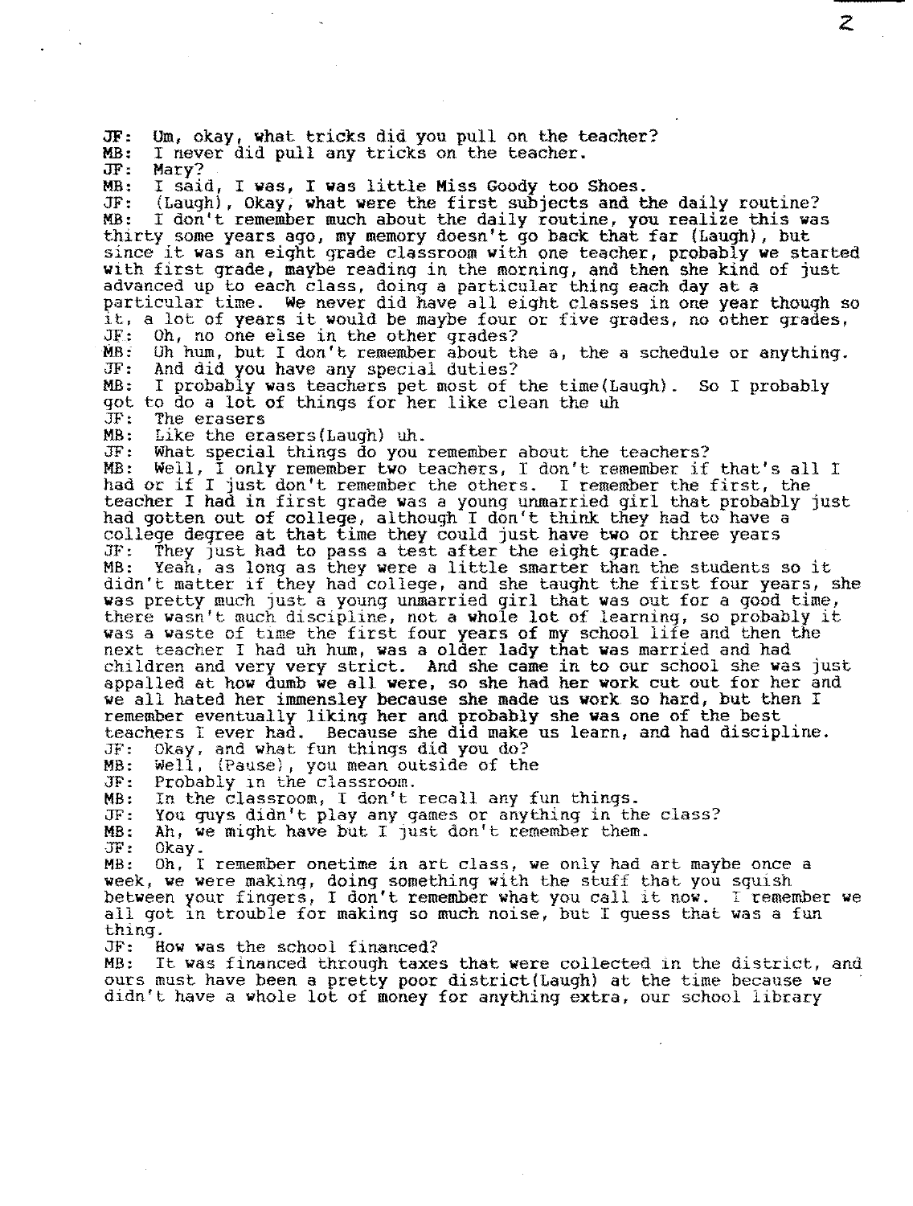JF: Um, okay, what tricks did you pull on the teacher?
MB: I never did pull any tricks on the teacher.
JF: Mary?
MB: I said, I was, I was little Miss Goody too Shoes.
JF: (Laugh), Okay, what were the first subjects and the daily routine?
MB: I don't remember much about the daily routine, you realize this was thirty some years ago, my memory doesn't go back that far (Laugh), but since it was an eight grade classroom with one teacher, probably we started with first grade, maybe reading in the morning, and then she kind of just advanced up to each class, doing a particular thing each day at a particular time. We never did have all eight classes in one year though so it, a lot of years it would be maybe four or five grades, no other grades,
JF: Oh, no one else in the other grades?
MB: Uh hum, but I don't remember about the a, the a schedule or anything.
JF: And did you have any special duties?
MB: I probably was teachers pet most of the time(Laugh). So I probably got to do a lot of things for her like clean the uh
JF: The erasers
MB: Like the erasers(Laugh) uh.
JF: What special things do you remember about the teachers?
MB: Well, I only remember two teachers, I don't remember if that's all I had or if I just don't remember the others. I remember the first, the teacher I had in first grade was a young unmarried girl that probably just had gotten out of college, although I don't think they had to have a college degree at that time they could just have two or three years
JF: They just had to pass a test after the eight grade.
MB: Yeah, as long as they were a little smarter than the students so it didn't matter if they had college, and she taught the first four years, she was pretty much just a young unmarried girl that was out for a good time, there wasn't much discipline, not a whole lot of learning, so probably it was a waste of time the first four years of my school life and then the next teacher I had uh hum, was a older lady that was married and had children and very very strict. And she came in to our school she was just appalled at how dumb we all were, so she had her work cut out for her and we all hated her immensley because she made us work so hard, but then I remember eventually liking her and probably she was one of the best teachers I ever had. Because she did make us learn, and had discipline.
JF: Okay, and what fun things did you do?
MB: Well, (Pause), you mean outside of the
JF: Probably in the classroom.
MB: In the classroom, I don't recall any fun things.
JF: You guys didn't play any games or anything in the class?
MB: Ah, we might have but I just don't remember them.
JF: Okay.
MB: Oh, I remember onetime in art class, we only had art maybe once a week, we were making, doing something with the stuff that you squish between your fingers, I don't remember what you call it now. I remember we all got in trouble for making so much noise, but I guess that was a fun thing.
JF: How was the school financed?
MB: It was financed through taxes that were collected in the district, and ours must have been a pretty poor district(Laugh) at the time because we didn't have a whole lot of money for anything extra, our school library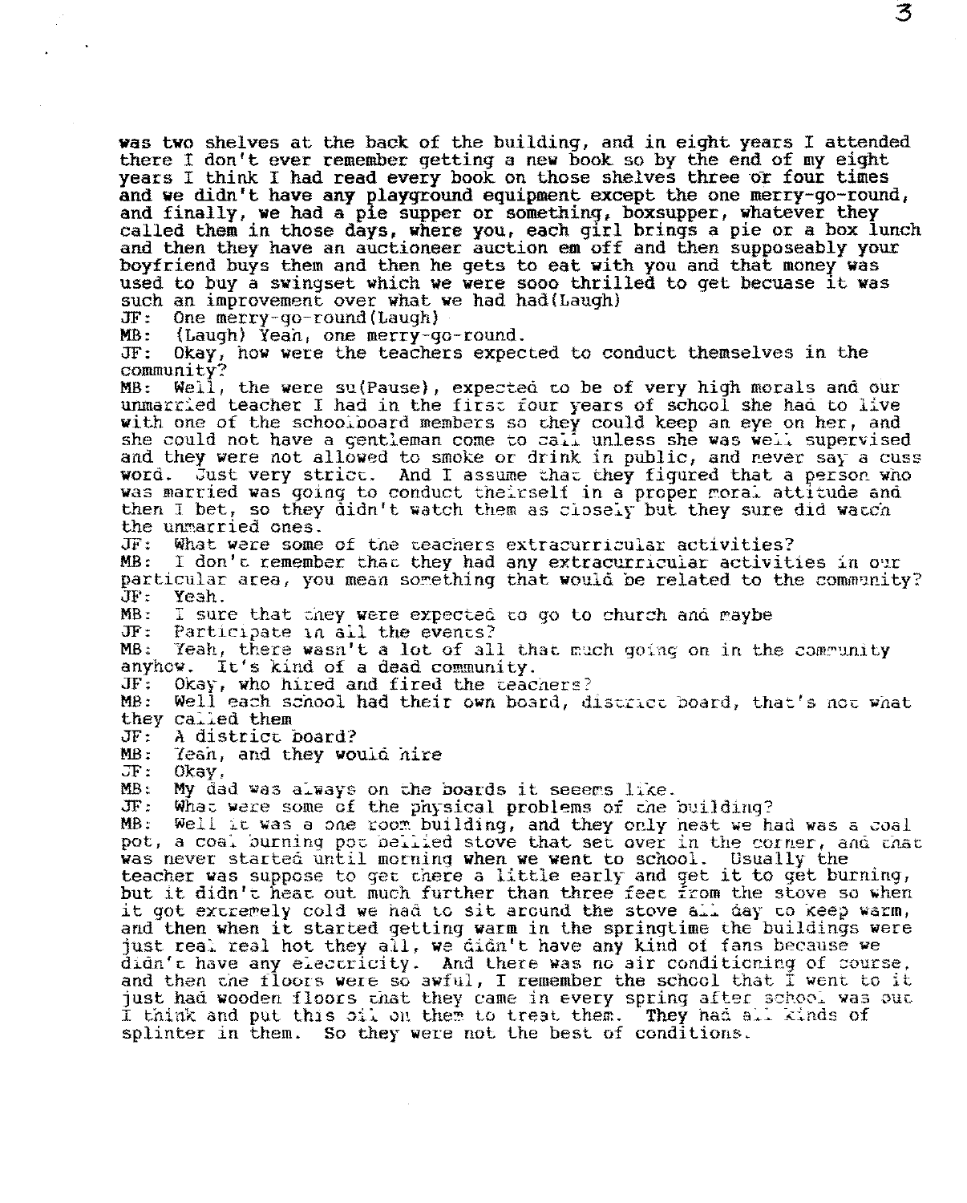was two shelves at the back of the building, and in eight years I attended there I don't ever remember getting a new book so by the end of my eight years I think I had read every book on those shelves three or four times and we didn't have any playground equipment except the one merry-go-round, and finally, we had a pie supper or something, boxsupper, whatever they called them in those days, where you, each girl brings a pie or a box lunch and then they have an auctioneer auction em off and then supposeably your boyfriend buys them and then he gets to eat with you and that money was used to buy a swingset which we were sooo thrilled to get becuase it was such an improvement over what we had had(Laugh)

JF: One merry-go-round(Laugh)

MB: (Laugh) Yeah, one merry-go-round.

JF: Okay, how were the teachers expected to conduct themselves in the community?

MB: Well, the were su(Pause), expected to be of very high morals and our unmarried teacher I had in the first four years of school she had to live with one of the schoolboard members so they could keep an eye on her, and she could not have a gentleman come to call unless she was well supervised and they were not allowed to smoke or drink in public, and never say a cuss word. Just very strict. And I assume that they figured that a person who was married was going to conduct theirself in a proper moral attitude and then I bet, so they didn't watch them as closely but they sure did watch the unmarried ones.

JF: What were some of the teachers extracurricular activities?

MB: I don't remember that they had any extracurricular activities in our particular area, you mean something that would be related to the community?

JF: Yeah.

MB: I sure that they were expected to go to church and maybe

JF: Participate in all the events?

MB: Yeah, there wasn't a lot of all that much going on in the community anyhow. It's kind of a dead community.

JF: Okay, who hired and fired the teachers?

MB: Well each school had their own board, district board, that's not what they called them

JF: A district board?

MB: Yeah, and they would hire

JF: Okay.

MB: My dad was always on the boards it seeems like.

JF: What were some of the physical problems of the building?

MB: Well it was a one room building, and they only heat we had was a coal pot, a coal burning pot bellied stove that set over in the corner, and that was never started until morning when we went to school. Usually the teacher was suppose to get there a little early and get it to get burning, but it didn't heat out much further than three feet from the stove so when it got extremely cold we had to sit around the stove all day to keep warm, and then when it started getting warm in the springtime the buildings were just real real hot they all, we didn't have any kind of fans because we didn't have any electricity. And there was no air conditioning of course, and then the floors were so awful, I remember the school that I went to it just had wooden floors that they came in every spring after school was out I think and put this oil on them to treat them. They had all kinds of splinter in them. So they were not the best of conditions.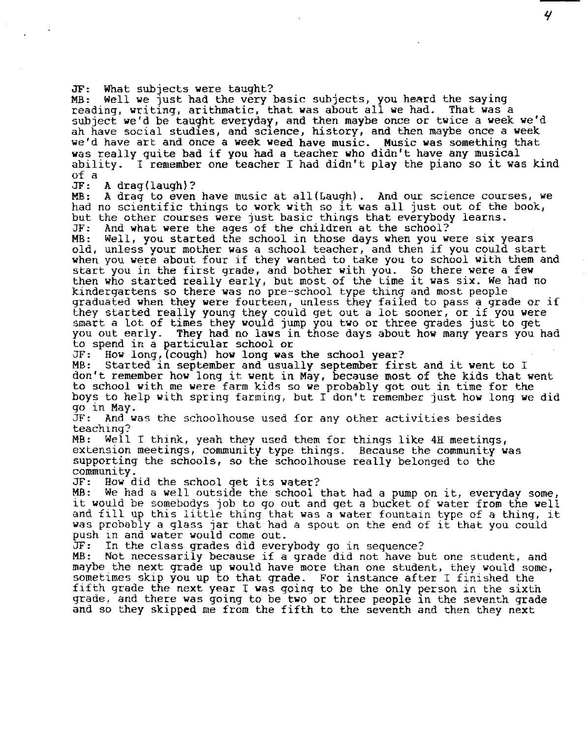JF: What subjects were taught?
MB: Well we just had the very basic subjects, you heard the saying reading, writing, arithmatic, that was about all we had. That was a subject we'd be taught everyday, and then maybe once or twice a week we'd ah have social studies, and science, history, and then maybe once a week we'd have art and once a week weed have music. Music was something that was really quite bad if you had a teacher who didn't have any musical ability. I remember one teacher I had didn't play the piano so it was kind of a
JF: A drag(laugh)?
MB: A drag to even have music at all(Laugh). And our science courses, we had no scientific things to work with so it was all just out of the book, but the other courses were just basic things that everybody learns.
JF: And what were the ages of the children at the school?
MB: Well, you started the school in those days when you were six years old, unless your mother was a school teacher, and then if you could start when you were about four if they wanted to take you to school with them and start you in the first grade, and bother with you. So there were a few then who started really early, but most of the time it was six. We had no kindergartens so there was no pre-school type thing and most people graduated when they were fourteen, unless they failed to pass a grade or if they started really young they could get out a lot sooner, or if you were smart a lot of times they would jump you two or three grades just to get you out early. They had no laws in those days about how many years you had to spend in a particular school or
JF: How long,(cough) how long was the school year?
MB: Started in september and usually september first and it went to I don't remember how long it went in May, because most of the kids that went to school with me were farm kids so we probably got out in time for the boys to help with spring farming, but I don't remember just how long we did go in May.
JF: And was the schoolhouse used for any other activities besides teaching?
MB: Well I think, yeah they used them for things like 4H meetings, extension meetings, community type things. Because the community was supporting the schools, so the schoolhouse really belonged to the community.
JF: How did the school get its water?
MB: We had a well outside the school that had a pump on it, everyday some, it would be somebodys job to go out and get a bucket of water from the well and fill up this little thing that was a water fountain type of a thing, it was probably a glass jar that had a spout on the end of it that you could push in and water would come out.
JF: In the class grades did everybody go in sequence?
MB: Not necessarily because if a grade did not have but one student, and maybe the next grade up would have more than one student, they would some, sometimes skip you up to that grade. For instance after I finished the fifth grade the next year I was going to be the only person in the sixth grade, and there was going to be two or three people in the seventh grade and so they skipped me from the fifth to the seventh and then they next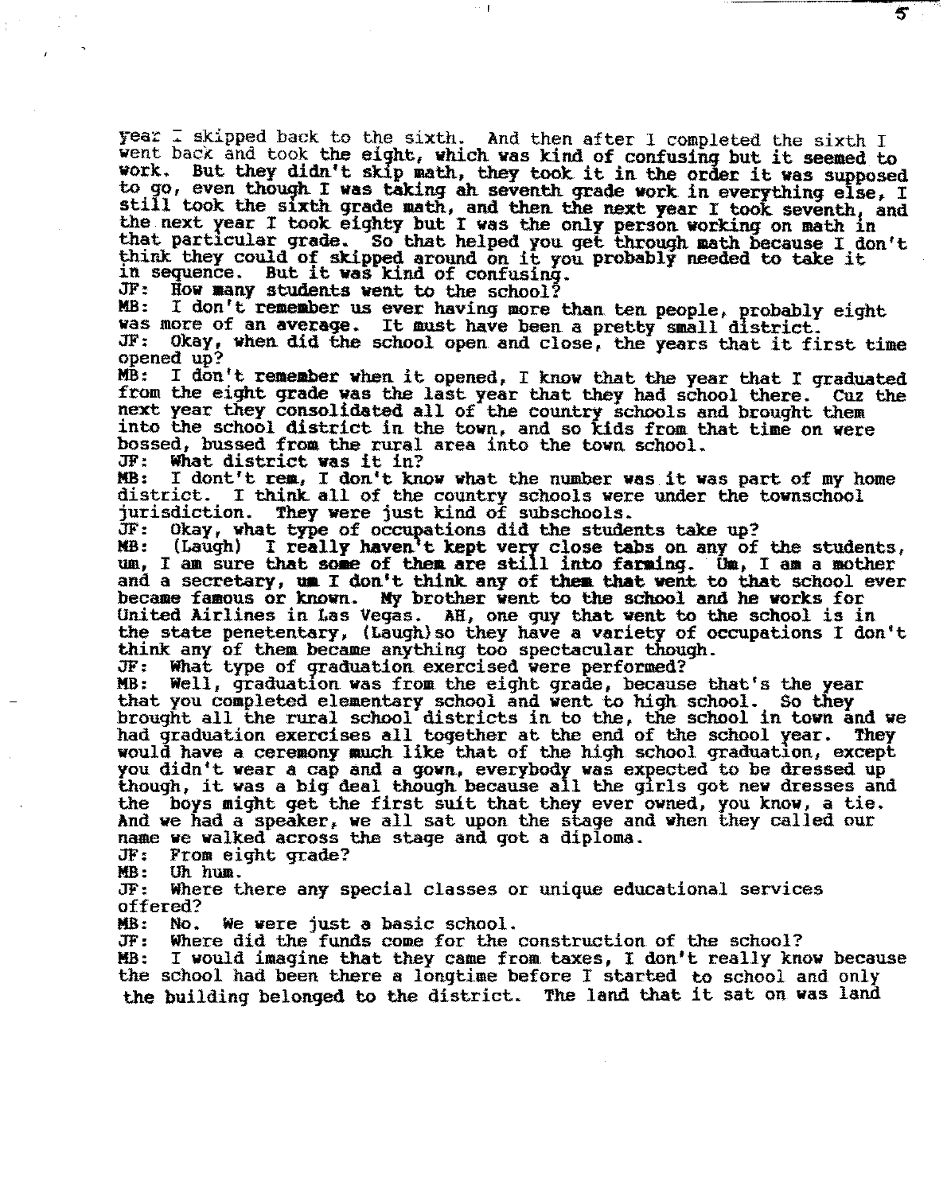year I skipped back to the sixth. And then after I completed the sixth I went back and took the eight, which was kind of confusing but it seemed to work. But they didn't skip math, they took it in the order it was supposed to go, even though I was taking ah seventh grade work in everything else, I still took the sixth grade math, and then the next year I took seventh, and the next year I took eighty but I was the only person working on math in that particular grade. So that helped you get through math because I don't think they could of skipped around on it you probably needed to take it in sequence. But it was kind of confusing.

JF: How many students went to the school?

MB: I don't remember us ever having more than ten people, probably eight was more of an average. It must have been a pretty small district.

JF: Okay, when did the school open and close, the years that it first time opened up?

MB: I don't remember when it opened, I know that the year that I graduated from the eight grade was the last year that they had school there. Cuz the next year they consolidated all of the country schools and brought them into the school district in the town, and so kids from that time on were bossed, bussed from the rural area into the town school.

JF: What district was it in?

MB: I dont't rem, I don't know what the number was it was part of my home district. I think all of the country schools were under the townschool jurisdiction. They were just kind of subschools.

JF: Okay, what type of occupations did the students take up?

MB: (Laugh) I really haven't kept very close tabs on any of the students, um, I am sure that some of them are still into farming. Um, I am a mother and a secretary, um I don't think any of them that went to that school ever became famous or known. My brother went to the school and he works for United Airlines in Las Vegas. AH, one guy that went to the school is in the state penetentary, (Laugh)so they have a variety of occupations I don't think any of them became anything too spectacular though.

JF: What type of graduation exercised were performed?

MB: Well, graduation was from the eight grade, because that's the year that you completed elementary school and went to high school. So they brought all the rural school districts in to the, the school in town and we had graduation exercises all together at the end of the school year. They would have a ceremony much like that of the high school graduation, except you didn't wear a cap and a gown, everybody was expected to be dressed up though, it was a big deal though because all the girls got new dresses and the boys might get the first suit that they ever owned, you know, a tie. And we had a speaker, we all sat upon the stage and when they called our name we walked across the stage and got a diploma.

JF: From eight grade?

MB: Uh hum.

JF: Where there any special classes or unique educational services offered?

MB: No. We were just a basic school.

JF: Where did the funds come for the construction of the school?

MB: I would imagine that they came from taxes, I don't really know because the school had been there a longtime before I started to school and only the building belonged to the district. The land that it sat on was land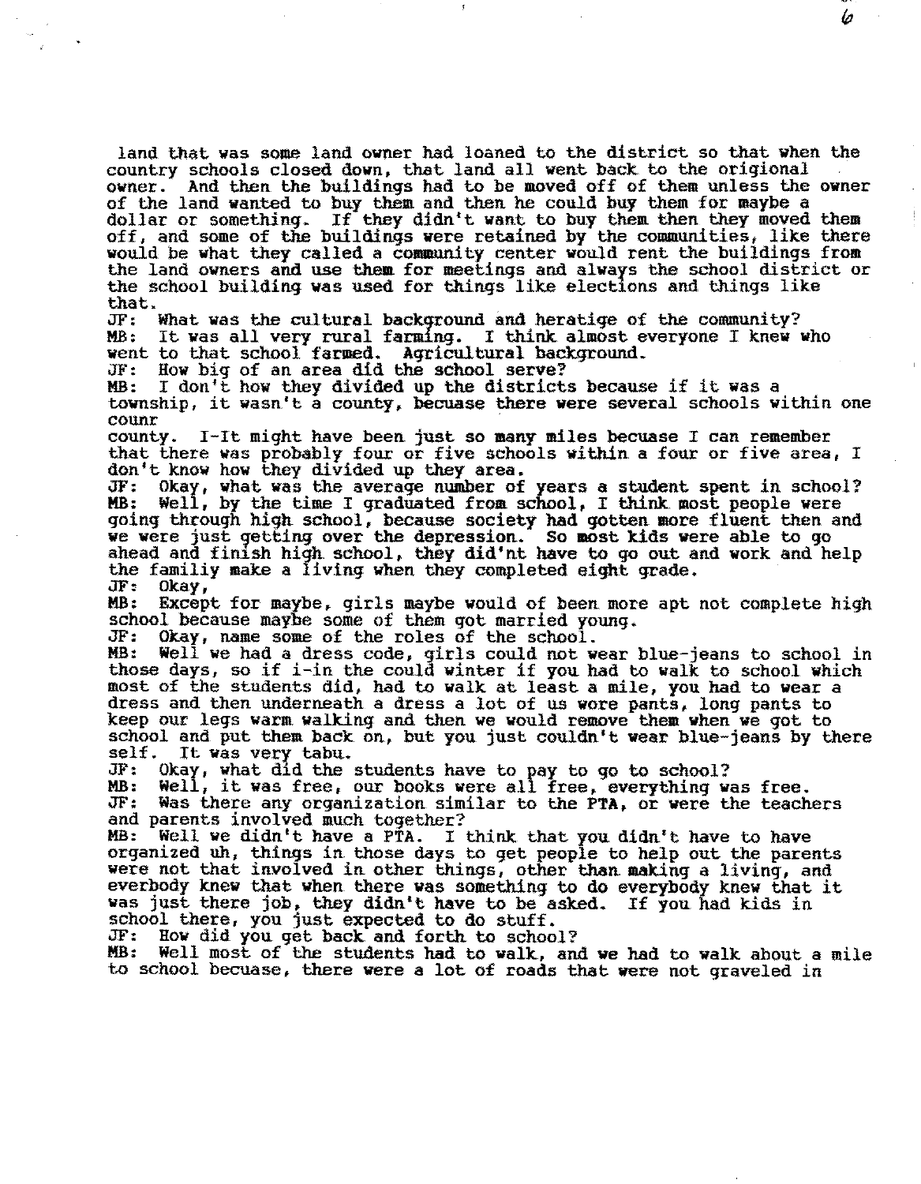land that was some land owner had loaned to the district so that when the country schools closed down, that land all went back to the origional owner. And then the buildings had to be moved off of them unless the owner of the land wanted to buy them and then he could buy them for maybe a dollar or something. If they didn't want to buy them then they moved them off, and some of the buildings were retained by the communities, like there would be what they called a community center would rent the buildings from the land owners and use them for meetings and always the school district or the school building was used for things like elections and things like that.

JF: What was the cultural background and heratige of the community?

MB: It was all very rural farming. I think almost everyone I knew who went to that school farmed. Agricultural background.

JF: How big of an area did the school serve?

MB: I don't how they divided up the districts because if it was a township, it wasn't a county, becuase there were several schools within one counr county. I-It might have been just so many miles becuase I can remember that there was probably four or five schools within a four or five area, I don't know how they divided up they area.

JF: Okay, what was the average number of years a student spent in school?

MB: Well, by the time I graduated from school, I think most people were going through high school, because society had gotten more fluent then and we were just getting over the depression. So most kids were able to go ahead and finish high school, they did'nt have to go out and work and help the familiy make a living when they completed eight grade.

JF: Okay,

MB: Except for maybe, girls maybe would of been more apt not complete high school because maybe some of them got married young.

JF: Okay, name some of the roles of the school.

MB: Well we had a dress code, girls could not wear blue-jeans to school in those days, so if i-in the could winter if you had to walk to school which most of the students did, had to walk at least a mile, you had to wear a dress and then underneath a dress a lot of us wore pants, long pants to keep our legs warm walking and then we would remove them when we got to school and put them back on, but you just couldn't wear blue-jeans by there self. It was very tabu.

JF: Okay, what did the students have to pay to go to school?

MB: Well, it was free, our books were all free, everything was free.

JF: Was there any organization similar to the PTA, or were the teachers and parents involved much together?

MB: Well we didn't have a PTA. I think that you didn't have to have organized uh, things in those days to get people to help out the parents were not that involved in other things, other than making a living, and everbody knew that when there was something to do everybody knew that it was just there job, they didn't have to be asked. If you had kids in school there, you just expected to do stuff.

JF: How did you get back and forth to school?

MB: Well most of the students had to walk, and we had to walk about a mile to school becuase, there were a lot of roads that were not graveled in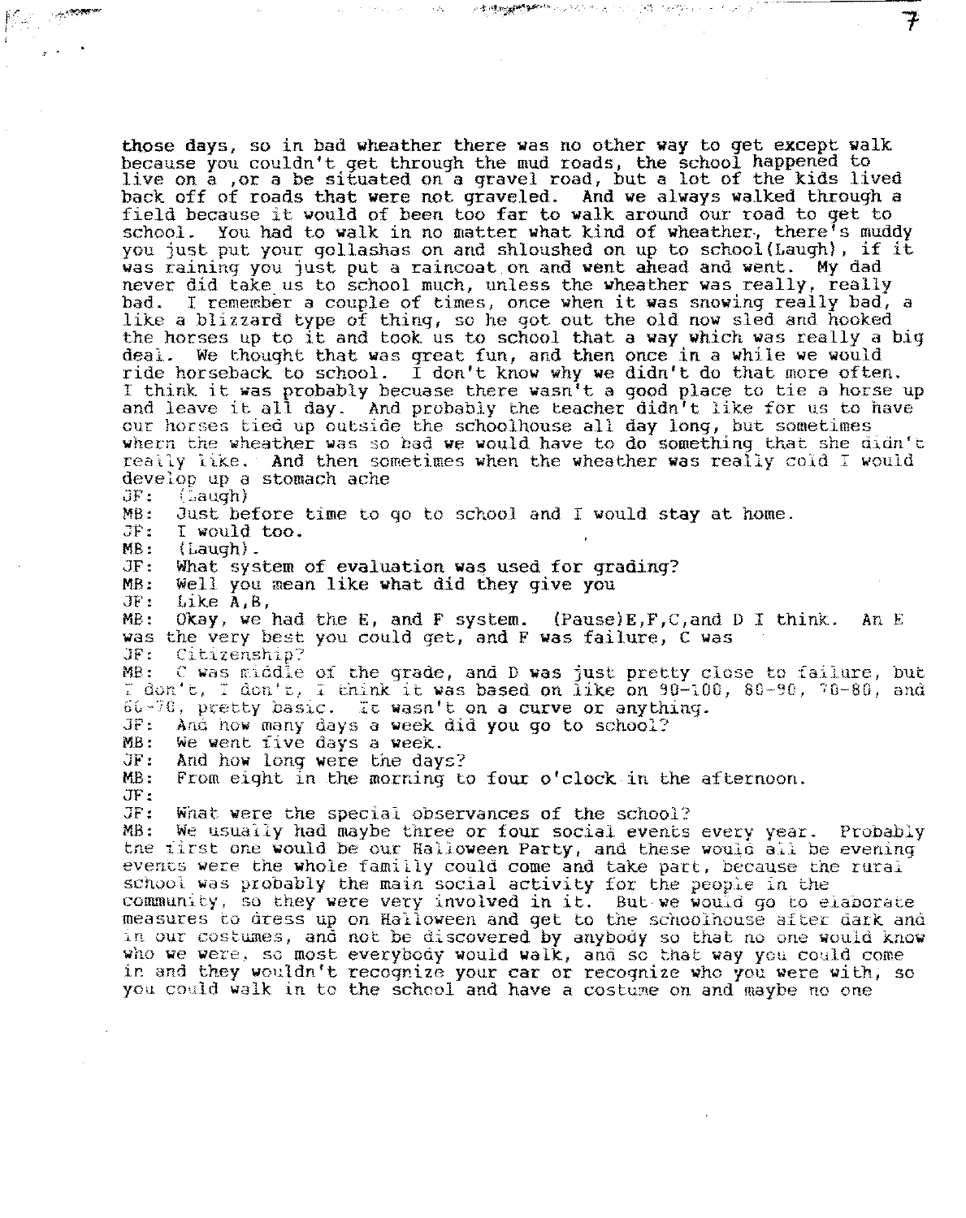those days, so in bad wheather there was no other way to get except walk because you couldn't get through the mud roads, the school happened to live on a ,or a be situated on a gravel road, but a lot of the kids lived back off of roads that were not graveled. And we always walked through a field because it would of been too far to walk around our road to get to school. You had to walk in no matter what kind of wheather, there's muddy you just put your gollashas on and shloushed on up to school(Laugh), if it was raining you just put a raincoat on and went ahead and went. My dad never did take us to school much, unless the wheather was really, really bad. I remember a couple of times, once when it was snowing really bad, a like a blizzard type of thing, so he got out the old now sled and hooked the horses up to it and took us to school that a way which was really a big deal. We thought that was great fun, and then once in a while we would ride horseback to school. I don't know why we didn't do that more often. I think it was probably becuase there wasn't a good place to tie a horse up and leave it all day. And probably the teacher didn't like for us to have our horses tied up outside the schoolhouse all day long, but sometimes whern the wheather was so bad we would have to do something that she didn't really like. And then sometimes when the wheather was really cold I would develop up a stomach ache

JF: (Laugh)

MB: Just before time to go to school and I would stay at home.

JF: I would too.

MB: (Laugh).

JF: What system of evaluation was used for grading?

MB: Well you mean like what did they give you

JF: Like A,B,

MB: Okay, we had the E, and F system. (Pause)E,F,C,and D I think. An E was the very best you could get, and F was failure, C was

JF: Citizenship?

MB: C was middle of the grade, and D was just pretty close to failure, but I don't, I don't, I think it was based on like on 90-100, 80-90, 70-80, and 60-70, pretty basic. It wasn't on a curve or anything.

JF: And how many days a week did you go to school?

MB: We went five days a week.

JF: And how long were the days?

MB: From eight in the morning to four o'clock in the afternoon.

JF:

JF: What were the special observances of the school?

MB: We usually had maybe three or four social events every year. Probably the first one would be our Halloween Party, and these would all be evening events were the whole familly could come and take part, because the rural school was probably the main social activity for the people in the community, so they were very involved in it. But we would go to elaborate measures to dress up on Halloween and get to the schoolhouse after dark and in our costumes, and not be discovered by anybody so that no one would know who we were, so most everybody would walk, and so that way you could come in and they wouldn't recognize your car or recognize who you were with, so you could walk in to the school and have a costume on and maybe no one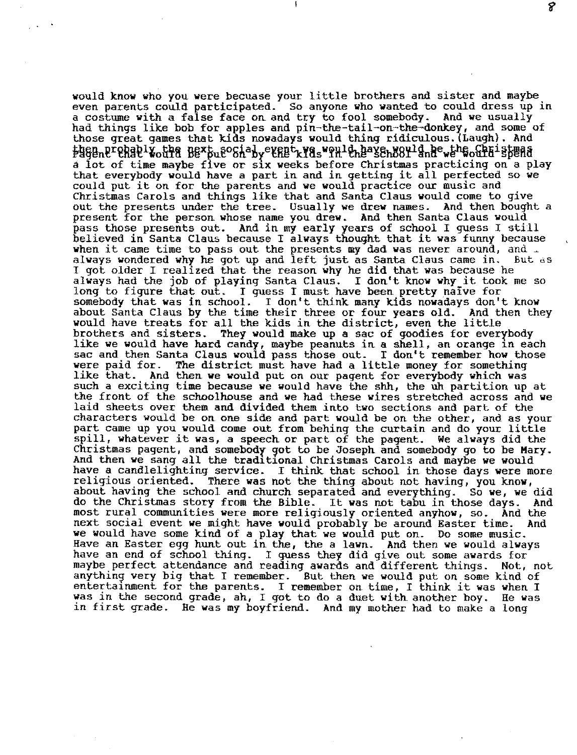would know who you were becuase your little brothers and sister and maybe even parents could participated. So anyone who wanted to could dress up in a costume with a false face on and try to fool somebody. And we usually had things like bob for apples and pin-the-tail-on-the-donkey, and some of those great games that kids nowadays would thing ridiculous.(Laugh). And then probably the next social event we would have would be the Christmas Pagent that would be put on by the kids in the school and we would spend a lot of time maybe five or six weeks before Christmas practicing on a play that everybody would have a part in and in getting it all perfected so we could put it on for the parents and we would practice our music and Christmas Carols and things like that and Santa Claus would come to give out the presents under the tree. Usually we drew names. And then bought a present for the person whose name you drew. And then Santa Claus would pass those presents out. And in my early years of school I guess I still believed in Santa Claus because I always thought that it was funny because when it came time to pass out the presents my dad was never around, and I always wondered why he got up and left just as Santa Claus came in. But as I got older I realized that the reason why he did that was because he always had the job of playing Santa Claus. I don't know why it took me so long to figure that out. I guess I must have been pretty naîve for somebody that was in school. I don't think many kids nowadays don't know about Santa Claus by the time their three or four years old. And then they would have treats for all the kids in the district, even the little brothers and sisters. They would make up a sac of goodies for everybody like we would have hard candy, maybe peanuts in a shell, an orange in each sac and then Santa Claus would pass those out. I don't remember how those were paid for. The district must have had a little money for something like that. And then we would put on our pagent for everybody which was such a exciting time because we would have the shh, the uh partition up at the front of the schoolhouse and we had these wires stretched across and we laid sheets over them and divided them into two sections and part of the characters would be on one side and part would be on the other, and as your part came up you would come out from behing the curtain and do your little spill, whatever it was, a speech or part of the pagent. We always did the Christmas pagent, and somebody got to be Joseph and somebody go to be Mary. And then we sang all the traditional Christmas Carols and maybe we would have a candlelighting service. I think that school in those days were more religious oriented. There was not the thing about not having, you know, about having the school and church separated and everything. So we, we did do the Christmas story from the Bible. It was not tabu in those days. And most rural communities were more religiously oriented anyhow, so. And the next social event we might have would probably be around Easter time. And we would have some kind of a play that we would put on. Do some music. Have an Easter egg hunt out in the, the a lawn. And then we would always have an end of school thing. I guess they did give out some awards for maybe perfect attendance and reading awards and different things. Not, not anything very big that I remember. But then we would put on some kind of entertainment for the parents. I remember on time, I think it was when I was in the second grade, ah, I got to do a duet with another boy. He was in first grade. He was my boyfriend. And my mother had to make a long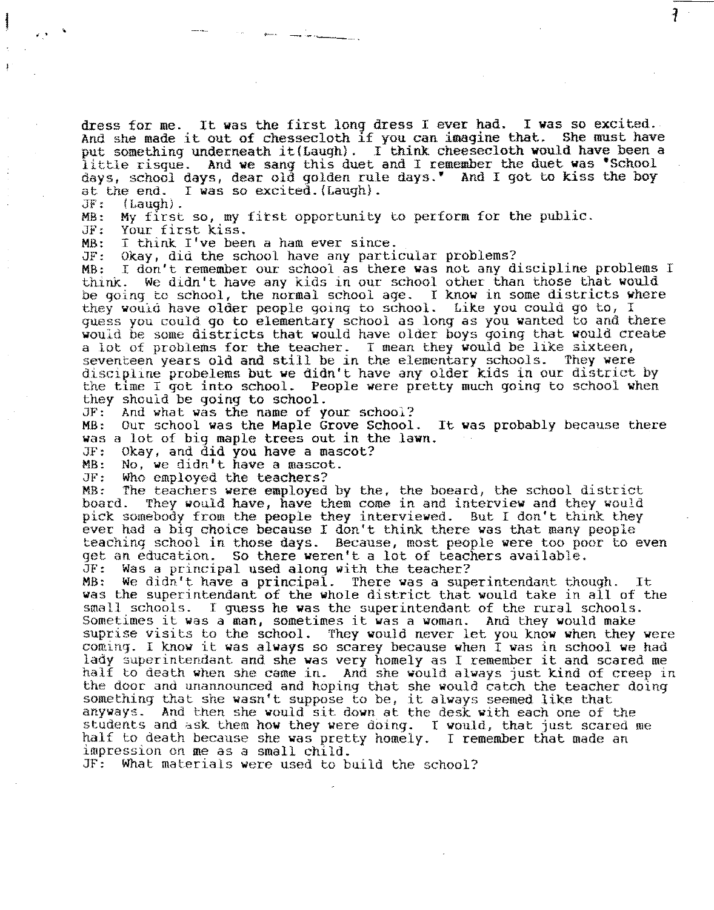dress for me. It was the first long dress I ever had. I was so excited. And she made it out of chessecloth if you can imagine that. She must have put something underneath it(Laugh). I think cheesecloth would have been a little risque. And we sang this duet and I remember the duet was "School days, school days, dear old golden rule days." And I got to kiss the boy at the end. I was so excited.(Laugh).

JF: (Laugh).

MB: My first so, my first opportunity to perform for the public.

JF: Your first kiss.

MB: I think I've been a ham ever since.

JF: Okay, did the school have any particular problems?

MB: I don't remember our school as there was not any discipline problems I think. We didn't have any kids in our school other than those that would be going to school, the normal school age. I know in some districts where they would have older people going to school. Like you could go to, I guess you could go to elementary school as long as you wanted to and there would be some districts that would have older boys going that would create a lot of problems for the teacher. I mean they would be like sixteen, seventeen years old and still be in the elementary schools. They were discipline probelems but we didn't have any older kids in our district by the time I got into school. People were pretty much going to school when they should be going to school.

JF: And what was the name of your school?

MB: Our school was the Maple Grove School. It was probably because there was a lot of big maple trees out in the lawn.

JF: Okay, and did you have a mascot?

MB: No, we didn't have a mascot.

JF: Who employed the teachers?

MB: The teachers were employed by the, the boeard, the school district board. They would have, have them come in and interview and they would pick somebody from the people they interviewed. But I don't think they ever had a big choice because I don't think there was that many people teaching school in those days. Because, most people were too poor to even get an education. So there weren't a lot of teachers available.

JF: Was a principal used along with the teacher?

MB: We didn't have a principal. There was a superintendant though. It was the superintendant of the whole district that would take in all of the small schools. I guess he was the superintendant of the rural schools. Sometimes it was a man, sometimes it was a woman. And they would make suprise visits to the school. They would never let you know when they were coming. I know it was always so scarey because when I was in school we had lady superintendant and she was very homely as I remember it and scared me half to death when she came in. And she would always just kind of creep in the door and unannounced and hoping that she would catch the teacher doing something that she wasn't suppose to be, it always seemed like that anyways. And then she would sit down at the desk with each one of the students and ask them how they were doing. I would, that just scared me half to death because she was pretty homely. I remember that made an impression on me as a small child.

JF: What materials were used to build the school?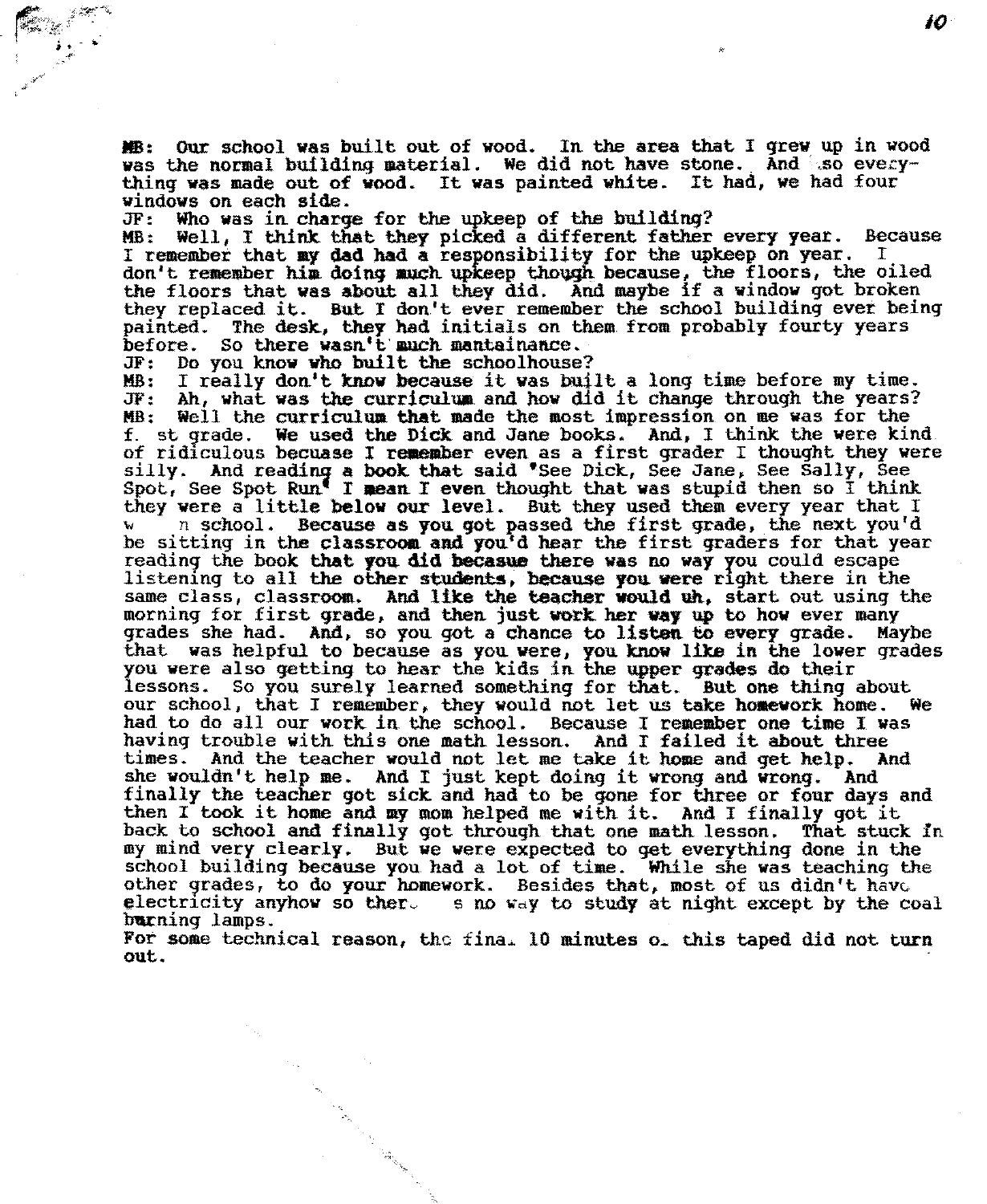MB: Our school was built out of wood. In the area that I grew up in wood was the normal building material. We did not have stone. And so everything was made out of wood. It was painted white. It had, we had four windows on each side.
JF: Who was in charge for the upkeep of the building?
MB: Well, I think that they picked a different father every year. Because I remember that my dad had a responsibility for the upkeep on year. I don't remember him doing much upkeep though because, the floors, the oiled the floors that was about all they did. And maybe if a window got broken they replaced it. But I don't ever remember the school building ever being painted. The desk, they had initials on them from probably fourty years before. So there wasn't much mantainance.
JF: Do you know who built the schoolhouse?
MB: I really don't know because it was built a long time before my time.
JF: Ah, what was the curriculum and how did it change through the years?
MB: Well the curriculum that made the most impression on me was for the f. st grade. We used the Dick and Jane books. And, I think the were kind of ridiculous becuase I remember even as a first grader I thought they were silly. And reading a book that said "See Dick, See Jane, See Sally, See Spot, See Spot Run" I mean I even thought that was stupid then so I think they were a little below our level. But they used them every year that I w n school. Because as you got passed the first grade, the next you'd be sitting in the classroom and you'd hear the first graders for that year reading the book that you did becasue there was no way you could escape listening to all the other students, because you were right there in the same class, classroom. And like the teacher would uh, start out using the morning for first grade, and then just work her way up to how ever many grades she had. And, so you got a chance to listen to every grade. Maybe that was helpful to because as you were, you know like in the lower grades you were also getting to hear the kids in the upper grades do their lessons. So you surely learned something for that. But one thing about our school, that I remember, they would not let us take homework home. We had to do all our work in the school. Because I remember one time I was having trouble with this one math lesson. And I failed it about three times. And the teacher would not let me take it home and get help. And she wouldn't help me. And I just kept doing it wrong and wrong. And finally the teacher got sick and had to be gone for three or four days and then I took it home and my mom helped me with it. And I finally got it back to school and finally got through that one math lesson. That stuck in my mind very clearly. But we were expected to get everything done in the school building because you had a lot of time. While she was teaching the other grades, to do your homework. Besides that, most of us didn't have electricity anyhow so ther s no way to study at night except by the coal burning lamps.
For some technical reason, the fina. 10 minutes o. this taped did not turn out.